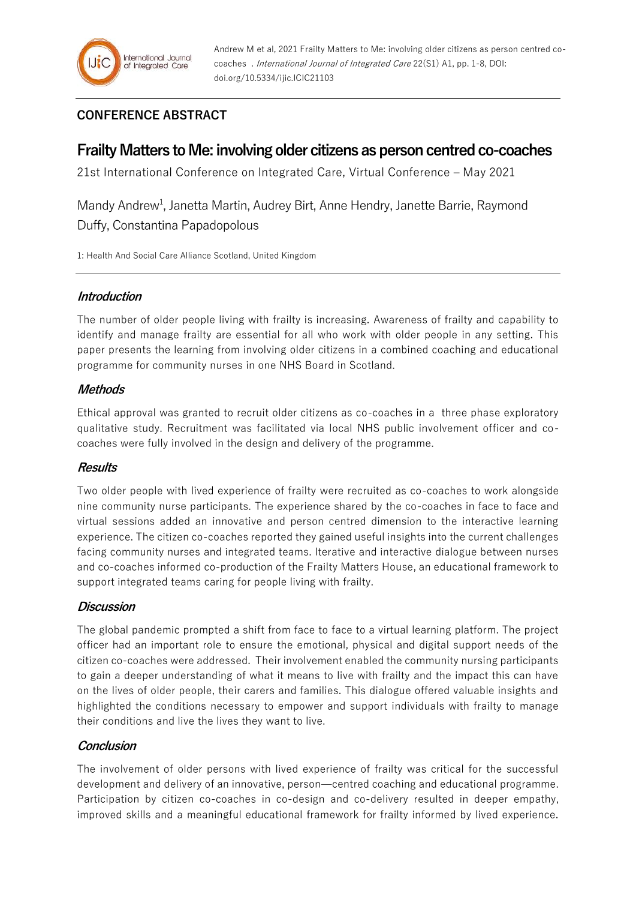Andrew M et al, 2021 Frailty Matters to Me: involving older citizens as person centred co-coaches . *International Journal of Integrated Care* 22(S1) A1, pp. 1-8, DOI: doi.org/10.5334/ijic.ICIC21103

## CONFERENCE ABSTRACT

# Frailty Matters to Me: involving older citizens as person centred co-coaches

21st International Conference on Integrated Care, Virtual Conference – May 2021

Mandy Andrew[1], Janetta Martin, Audrey Birt, Anne Hendry, Janette Barrie, Raymond Duffy, Constantina Papadopolous

1: Health And Social Care Alliance Scotland, United Kingdom

### *Introduction*

The number of older people living with frailty is increasing. Awareness of frailty and capability to identify and manage frailty are essential for all who work with older people in any setting. This paper presents the learning from involving older citizens in a combined coaching and educational programme for community nurses in one NHS Board in Scotland.

### *Methods*

Ethical approval was granted to recruit older citizens as co-coaches in a three phase exploratory qualitative study. Recruitment was facilitated via local NHS public involvement officer and co-coaches were fully involved in the design and delivery of the programme.

### *Results*

Two older people with lived experience of frailty were recruited as co-coaches to work alongside nine community nurse participants. The experience shared by the co-coaches in face to face and virtual sessions added an innovative and person centred dimension to the interactive learning experience. The citizen co-coaches reported they gained useful insights into the current challenges facing community nurses and integrated teams. Iterative and interactive dialogue between nurses and co-coaches informed co-production of the Frailty Matters House, an educational framework to support integrated teams caring for people living with frailty.

### *Discussion*

The global pandemic prompted a shift from face to face to a virtual learning platform. The project officer had an important role to ensure the emotional, physical and digital support needs of the citizen co-coaches were addressed. Their involvement enabled the community nursing participants to gain a deeper understanding of what it means to live with frailty and the impact this can have on the lives of older people, their carers and families. This dialogue offered valuable insights and highlighted the conditions necessary to empower and support individuals with frailty to manage their conditions and live the lives they want to live.

### *Conclusion*

The involvement of older persons with lived experience of frailty was critical for the successful development and delivery of an innovative, person—centred coaching and educational programme. Participation by citizen co-coaches in co-design and co-delivery resulted in deeper empathy, improved skills and a meaningful educational framework for frailty informed by lived experience.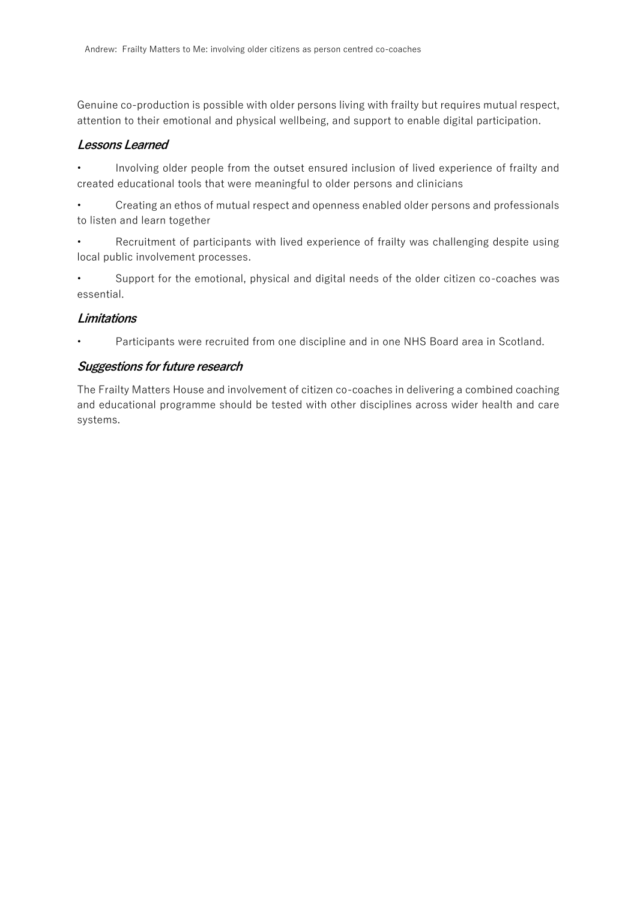Genuine co-production is possible with older persons living with frailty but requires mutual respect, attention to their emotional and physical wellbeing, and support to enable digital participation.

### *Lessons Learned*

- Involving older people from the outset ensured inclusion of lived experience of frailty and created educational tools that were meaningful to older persons and clinicians
- Creating an ethos of mutual respect and openness enabled older persons and professionals to listen and learn together
- Recruitment of participants with lived experience of frailty was challenging despite using local public involvement processes.
- Support for the emotional, physical and digital needs of the older citizen co-coaches was essential.

### *Limitations*

- Participants were recruited from one discipline and in one NHS Board area in Scotland.

### *Suggestions for future research*

The Frailty Matters House and involvement of citizen co-coaches in delivering a combined coaching and educational programme should be tested with other disciplines across wider health and care systems.